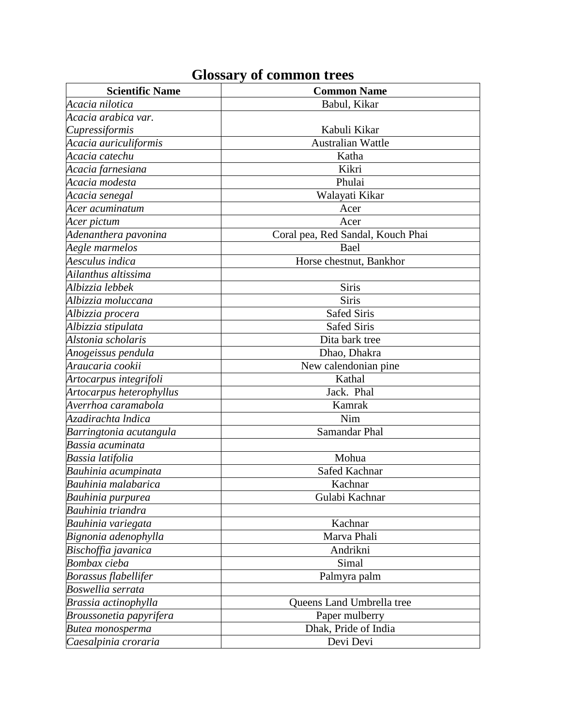# Glossary of common trees

| Scientific Name | Common Name |
|---|---|
| *Acacia nilotica* | Babul, Kikar |
| *Acacia arabica var. Cupressiformis* | Kabuli Kikar |
| *Acacia auriculiformis* | Australian Wattle |
| *Acacia catechu* | Katha |
| *Acacia farnesiana* | Kikri |
| *Acacia modesta* | Phulai |
| *Acacia senegal* | Walayati Kikar |
| *Acer acuminatum* | Acer |
| *Acer pictum* | Acer |
| *Adenanthera pavonina* | Coral pea, Red Sandal, Kouch Phai |
| *Aegle marmelos* | Bael |
| *Aesculus indica* | Horse chestnut, Bankhor |
| *Ailanthus altissima* | |
| *Albizzia lebbek* | Siris |
| *Albizzia moluccana* | Siris |
| *Albizzia procera* | Safed Siris |
| *Albizzia stipulata* | Safed Siris |
| *Alstonia scholaris* | Dita bark tree |
| *Anogeissus pendula* | Dhao, Dhakra |
| *Araucaria cookii* | New calendonian pine |
| *Artocarpus integrifoli* | Kathal |
| *Artocarpus heterophyllus* | Jack. Phal |
| *Averrhoa caramabola* | Kamrak |
| *Azadirachta lndica* | Nim |
| *Barringtonia acutangula* | Samandar Phal |
| *Bassia acuminata* | |
| *Bassia latifolia* | Mohua |
| *Bauhinia acumpinata* | Safed Kachnar |
| *Bauhinia malabarica* | Kachnar |
| *Bauhinia purpurea* | Gulabi Kachnar |
| *Bauhinia triandra* | |
| *Bauhinia variegata* | Kachnar |
| *Bignonia adenophylla* | Marva Phali |
| *Bischoffia javanica* | Andrikni |
| *Bombax cieba* | Simal |
| *Borassus flabellifer* | Palmyra palm |
| *Boswellia serrata* | |
| *Brassia actinophylla* | Queens Land Umbrella tree |
| *Broussonetia papyrifera* | Paper mulberry |
| *Butea monosperma* | Dhak, Pride of India |
| *Caesalpinia croraria* | Devi Devi |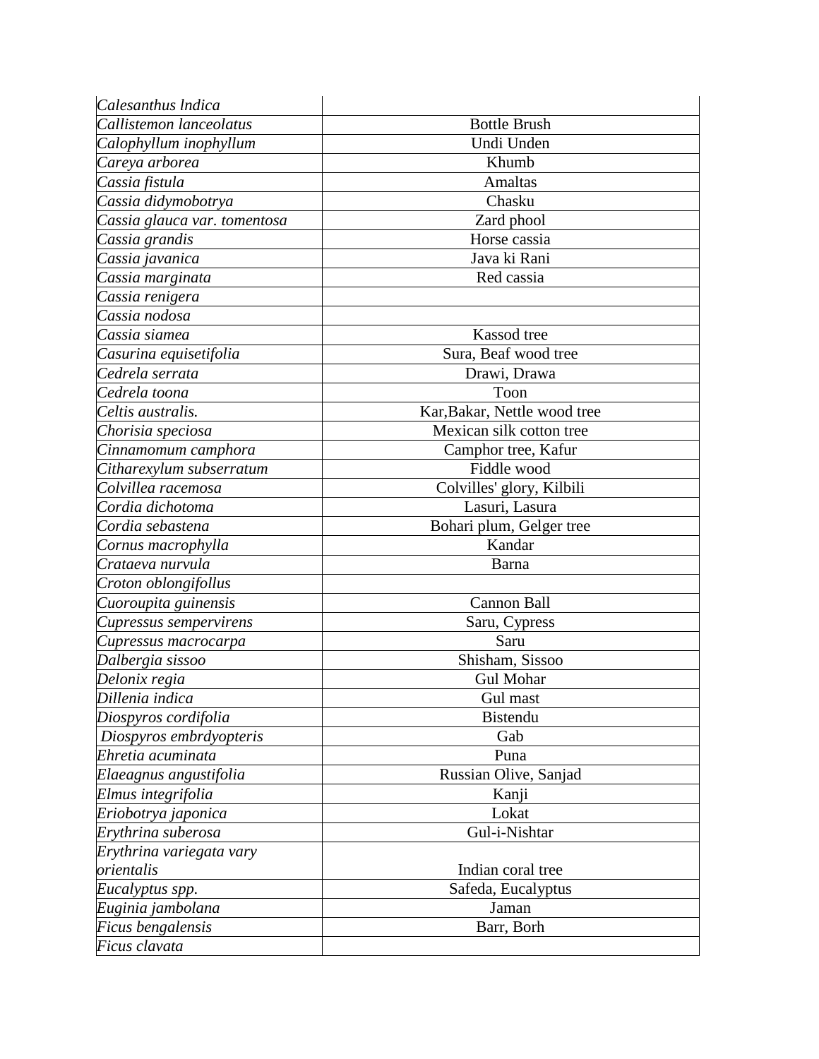| | |
|---|---|
| *Calesanthus lndica* | |
| *Callistemon lanceolatus* | Bottle Brush |
| *Calophyllum inophyllum* | Undi Unden |
| *Careya arborea* | Khumb |
| *Cassia fistula* | Amaltas |
| *Cassia didymobotrya* | Chasku |
| *Cassia glauca var. tomentosa* | Zard phool |
| *Cassia grandis* | Horse cassia |
| *Cassia javanica* | Java ki Rani |
| *Cassia marginata* | Red cassia |
| *Cassia renigera* | |
| *Cassia nodosa* | |
| *Cassia siamea* | Kassod tree |
| *Casurina equisetifolia* | Sura, Beaf wood tree |
| *Cedrela serrata* | Drawi, Drawa |
| *Cedrela toona* | Toon |
| *Celtis australis.* | Kar,Bakar, Nettle wood tree |
| *Chorisia speciosa* | Mexican silk cotton tree |
| *Cinnamomum camphora* | Camphor tree, Kafur |
| *Citharexylum subserratum* | Fiddle wood |
| *Colvillea racemosa* | Colvilles' glory, Kilbili |
| *Cordia dichotoma* | Lasuri, Lasura |
| *Cordia sebastena* | Bohari plum, Gelger tree |
| *Cornus macrophylla* | Kandar |
| *Crataeva nurvula* | Barna |
| *Croton oblongifollus* | |
| *Cuoroupita guinensis* | Cannon Ball |
| *Cupressus sempervirens* | Saru, Cypress |
| *Cupressus macrocarpa* | Saru |
| *Dalbergia sissoo* | Shisham, Sissoo |
| *Delonix regia* | Gul Mohar |
| *Dillenia indica* | Gul mast |
| *Diospyros cordifolia* | Bistendu |
| *Diospyros embrdyopteris* | Gab |
| *Ehretia acuminata* | Puna |
| *Elaeagnus angustifolia* | Russian Olive, Sanjad |
| *Elmus integrifolia* | Kanji |
| *Eriobotrya japonica* | Lokat |
| *Erythrina suberosa* | Gul-i-Nishtar |
| *Erythrina variegata vary orientalis* | Indian coral tree |
| *Eucalyptus spp.* | Safeda, Eucalyptus |
| *Euginia jambolana* | Jaman |
| *Ficus bengalensis* | Barr, Borh |
| *Ficus clavata* | |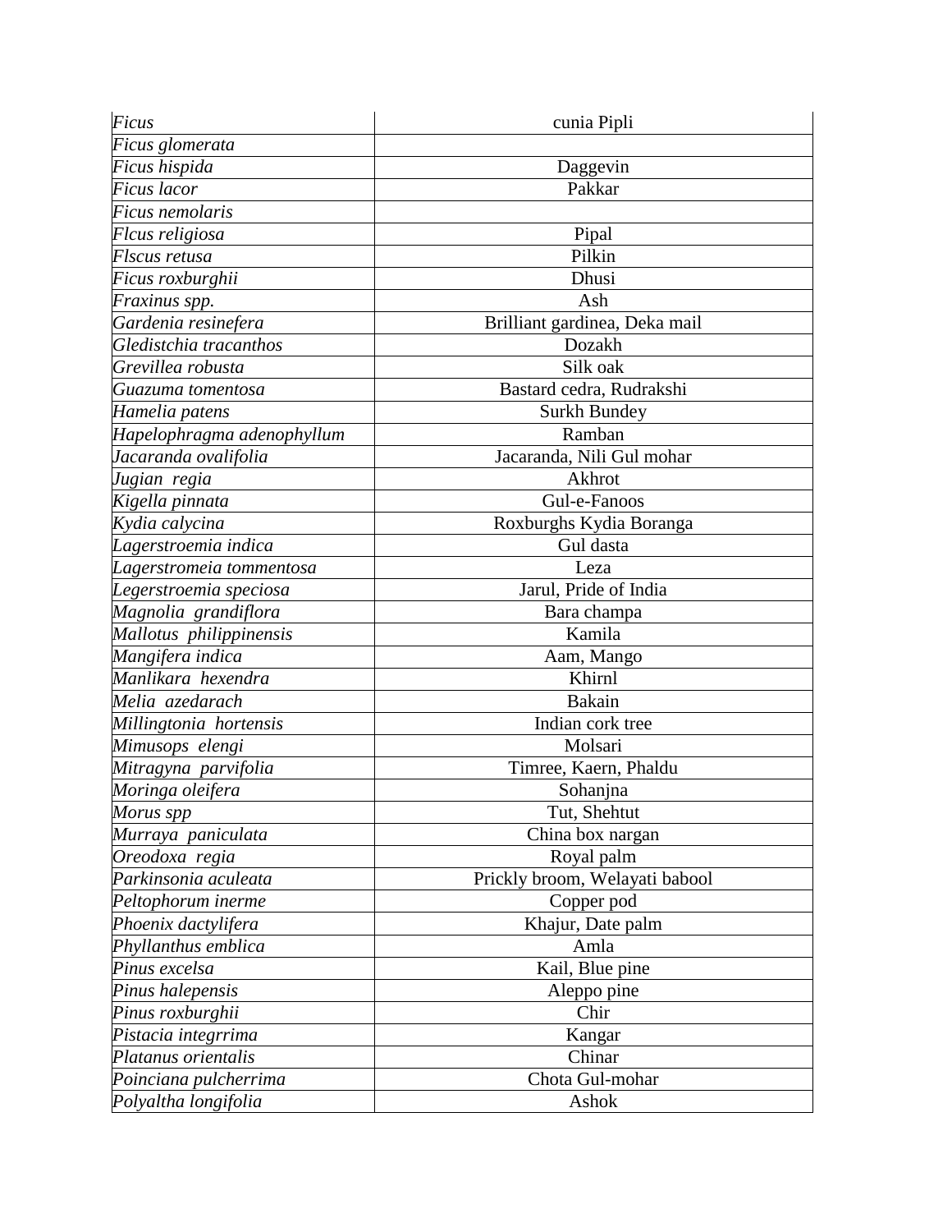| *Ficus* | cunia Pipli |
|---|---|
| *Ficus glomerata* | |
| *Ficus hispida* | Daggevin |
| *Ficus lacor* | Pakkar |
| *Ficus nemolaris* | |
| *Flcus religiosa* | Pipal |
| *Flscus retusa* | Pilkin |
| *Ficus roxburghii* | Dhusi |
| *Fraxinus spp.* | Ash |
| *Gardenia resinefera* | Brilliant gardinea, Deka mail |
| *Gledistchia tracanthos* | Dozakh |
| *Grevillea robusta* | Silk oak |
| *Guazuma tomentosa* | Bastard cedra, Rudrakshi |
| *Hamelia patens* | Surkh Bundey |
| *Hapelophragma adenophyllum* | Ramban |
| *Jacaranda ovalifolia* | Jacaranda, Nili Gul mohar |
| *Jugian regia* | Akhrot |
| *Kigella pinnata* | Gul-e-Fanoos |
| *Kydia calycina* | Roxburghs Kydia Boranga |
| *Lagerstroemia indica* | Gul dasta |
| *Lagerstromeia tommentosa* | Leza |
| *Legerstroemia speciosa* | Jarul, Pride of India |
| *Magnolia grandiflora* | Bara champa |
| *Mallotus philippinensis* | Kamila |
| *Mangifera indica* | Aam, Mango |
| *Manlikara hexendra* | Khirnl |
| *Melia azedarach* | Bakain |
| *Millingtonia hortensis* | Indian cork tree |
| *Mimusops elengi* | Molsari |
| *Mitragyna parvifolia* | Timree, Kaern, Phaldu |
| *Moringa oleifera* | Sohanjna |
| *Morus spp* | Tut, Shehtut |
| *Murraya paniculata* | China box nargan |
| *Oreodoxa regia* | Royal palm |
| *Parkinsonia aculeata* | Prickly broom, Welayati babool |
| *Peltophorum inerme* | Copper pod |
| *Phoenix dactylifera* | Khajur, Date palm |
| *Phyllanthus emblica* | Amla |
| *Pinus excelsa* | Kail, Blue pine |
| *Pinus halepensis* | Aleppo pine |
| *Pinus roxburghii* | Chir |
| *Pistacia integrrima* | Kangar |
| *Platanus orientalis* | Chinar |
| *Poinciana pulcherrima* | Chota Gul-mohar |
| *Polyaltha longifolia* | Ashok |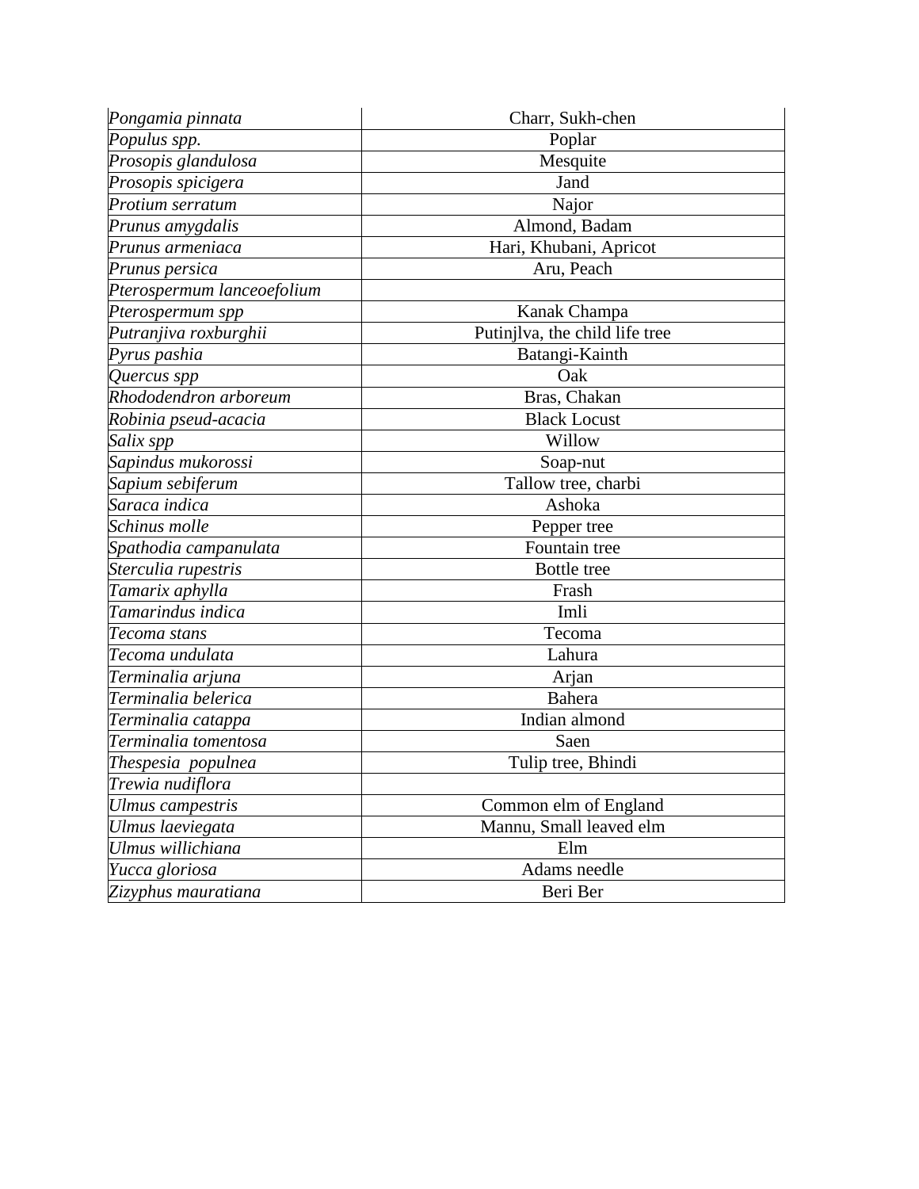| | |
|---|---|
| *Pongamia pinnata* | Charr, Sukh-chen |
| *Populus spp.* | Poplar |
| *Prosopis glandulosa* | Mesquite |
| *Prosopis spicigera* | Jand |
| *Protium serratum* | Najor |
| *Prunus amygdalis* | Almond, Badam |
| *Prunus armeniaca* | Hari, Khubani, Apricot |
| *Prunus persica* | Aru, Peach |
| *Pterospermum lanceoefolium* | |
| *Pterospermum spp* | Kanak Champa |
| *Putranjiva roxburghii* | Putinjlva, the child life tree |
| *Pyrus pashia* | Batangi-Kainth |
| *Quercus spp* | Oak |
| *Rhododendron arboreum* | Bras, Chakan |
| *Robinia pseud-acacia* | Black Locust |
| *Salix spp* | Willow |
| *Sapindus mukorossi* | Soap-nut |
| *Sapium sebiferum* | Tallow tree, charbi |
| *Saraca indica* | Ashoka |
| *Schinus molle* | Pepper tree |
| *Spathodia campanulata* | Fountain tree |
| *Sterculia rupestris* | Bottle tree |
| *Tamarix aphylla* | Frash |
| *Tamarindus indica* | Imli |
| *Tecoma stans* | Tecoma |
| *Tecoma undulata* | Lahura |
| *Terminalia arjuna* | Arjan |
| *Terminalia belerica* | Bahera |
| *Terminalia catappa* | Indian almond |
| *Terminalia tomentosa* | Saen |
| *Thespesia populnea* | Tulip tree, Bhindi |
| *Trewia nudiflora* | |
| *Ulmus campestris* | Common elm of England |
| *Ulmus laeviegata* | Mannu, Small leaved elm |
| *Ulmus willichiana* | Elm |
| *Yucca gloriosa* | Adams needle |
| *Zizyphus mauratiana* | Beri Ber |